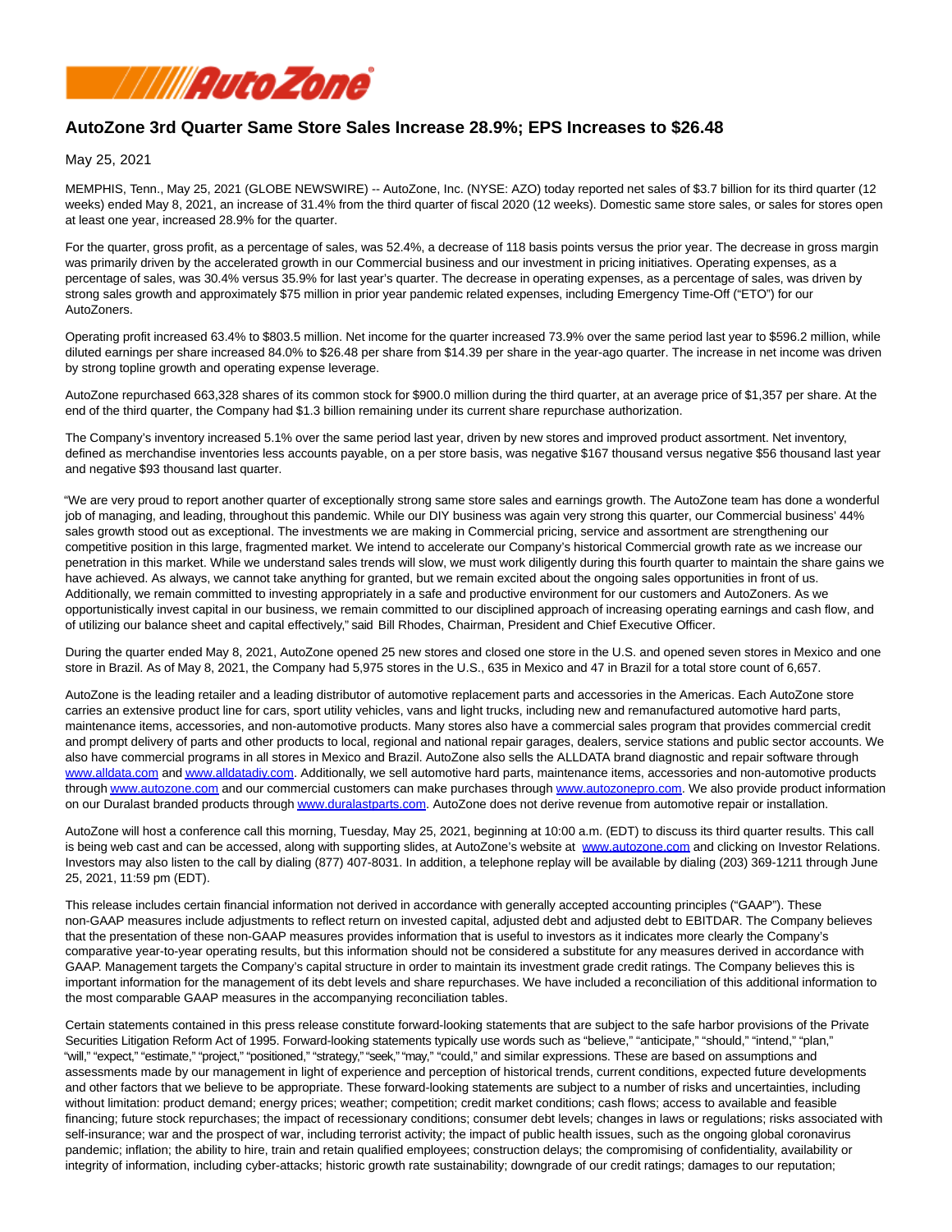# AutoZone 3rd Quarter Same Store Sales Increase 28.9%; EPS Increases to $26.48

May 25, 2021

MEMPHIS, Tenn., May 25, 2021 (GLOBE NEWSWIRE) -- AutoZone, Inc. (NYSE: AZO) today reported net sales of $3.7 billion for its third quarter (12 weeks) ended May 8, 2021, an increase of 31.4% from the third quarter of fiscal 2020 (12 weeks). Domestic same store sales, or sales for stores open at least one year, increased 28.9% for the quarter.

For the quarter, gross profit, as a percentage of sales, was 52.4%, a decrease of 118 basis points versus the prior year. The decrease in gross margin was primarily driven by the accelerated growth in our Commercial business and our investment in pricing initiatives. Operating expenses, as a percentage of sales, was 30.4% versus 35.9% for last year's quarter. The decrease in operating expenses, as a percentage of sales, was driven by strong sales growth and approximately $75 million in prior year pandemic related expenses, including Emergency Time-Off ("ETO") for our AutoZoners.

Operating profit increased 63.4% to $803.5 million. Net income for the quarter increased 73.9% over the same period last year to $596.2 million, while diluted earnings per share increased 84.0% to $26.48 per share from $14.39 per share in the year-ago quarter. The increase in net income was driven by strong topline growth and operating expense leverage.

AutoZone repurchased 663,328 shares of its common stock for $900.0 million during the third quarter, at an average price of $1,357 per share. At the end of the third quarter, the Company had $1.3 billion remaining under its current share repurchase authorization.

The Company's inventory increased 5.1% over the same period last year, driven by new stores and improved product assortment. Net inventory, defined as merchandise inventories less accounts payable, on a per store basis, was negative $167 thousand versus negative $56 thousand last year and negative $93 thousand last quarter.

"We are very proud to report another quarter of exceptionally strong same store sales and earnings growth. The AutoZone team has done a wonderful job of managing, and leading, throughout this pandemic. While our DIY business was again very strong this quarter, our Commercial business' 44% sales growth stood out as exceptional. The investments we are making in Commercial pricing, service and assortment are strengthening our competitive position in this large, fragmented market. We intend to accelerate our Company's historical Commercial growth rate as we increase our penetration in this market. While we understand sales trends will slow, we must work diligently during this fourth quarter to maintain the share gains we have achieved. As always, we cannot take anything for granted, but we remain excited about the ongoing sales opportunities in front of us. Additionally, we remain committed to investing appropriately in a safe and productive environment for our customers and AutoZoners. As we opportunistically invest capital in our business, we remain committed to our disciplined approach of increasing operating earnings and cash flow, and of utilizing our balance sheet and capital effectively," said Bill Rhodes, Chairman, President and Chief Executive Officer.

During the quarter ended May 8, 2021, AutoZone opened 25 new stores and closed one store in the U.S. and opened seven stores in Mexico and one store in Brazil. As of May 8, 2021, the Company had 5,975 stores in the U.S., 635 in Mexico and 47 in Brazil for a total store count of 6,657.

AutoZone is the leading retailer and a leading distributor of automotive replacement parts and accessories in the Americas. Each AutoZone store carries an extensive product line for cars, sport utility vehicles, vans and light trucks, including new and remanufactured automotive hard parts, maintenance items, accessories, and non-automotive products. Many stores also have a commercial sales program that provides commercial credit and prompt delivery of parts and other products to local, regional and national repair garages, dealers, service stations and public sector accounts. We also have commercial programs in all stores in Mexico and Brazil. AutoZone also sells the ALLDATA brand diagnostic and repair software through www.alldata.com and www.alldatadiy.com. Additionally, we sell automotive hard parts, maintenance items, accessories and non-automotive products through www.autozone.com and our commercial customers can make purchases through www.autozonepro.com. We also provide product information on our Duralast branded products through www.duralastparts.com. AutoZone does not derive revenue from automotive repair or installation.

AutoZone will host a conference call this morning, Tuesday, May 25, 2021, beginning at 10:00 a.m. (EDT) to discuss its third quarter results. This call is being web cast and can be accessed, along with supporting slides, at AutoZone's website at www.autozone.com and clicking on Investor Relations. Investors may also listen to the call by dialing (877) 407-8031. In addition, a telephone replay will be available by dialing (203) 369-1211 through June 25, 2021, 11:59 pm (EDT).

This release includes certain financial information not derived in accordance with generally accepted accounting principles ("GAAP"). These non-GAAP measures include adjustments to reflect return on invested capital, adjusted debt and adjusted debt to EBITDAR. The Company believes that the presentation of these non-GAAP measures provides information that is useful to investors as it indicates more clearly the Company's comparative year-to-year operating results, but this information should not be considered a substitute for any measures derived in accordance with GAAP. Management targets the Company's capital structure in order to maintain its investment grade credit ratings. The Company believes this is important information for the management of its debt levels and share repurchases. We have included a reconciliation of this additional information to the most comparable GAAP measures in the accompanying reconciliation tables.

Certain statements contained in this press release constitute forward-looking statements that are subject to the safe harbor provisions of the Private Securities Litigation Reform Act of 1995. Forward-looking statements typically use words such as "believe," "anticipate," "should," "intend," "plan," "will," "expect," "estimate," "project," "positioned," "strategy," "seek," "may," "could," and similar expressions. These are based on assumptions and assessments made by our management in light of experience and perception of historical trends, current conditions, expected future developments and other factors that we believe to be appropriate. These forward-looking statements are subject to a number of risks and uncertainties, including without limitation: product demand; energy prices; weather; competition; credit market conditions; cash flows; access to available and feasible financing; future stock repurchases; the impact of recessionary conditions; consumer debt levels; changes in laws or regulations; risks associated with self-insurance; war and the prospect of war, including terrorist activity; the impact of public health issues, such as the ongoing global coronavirus pandemic; inflation; the ability to hire, train and retain qualified employees; construction delays; the compromising of confidentiality, availability or integrity of information, including cyber-attacks; historic growth rate sustainability; downgrade of our credit ratings; damages to our reputation;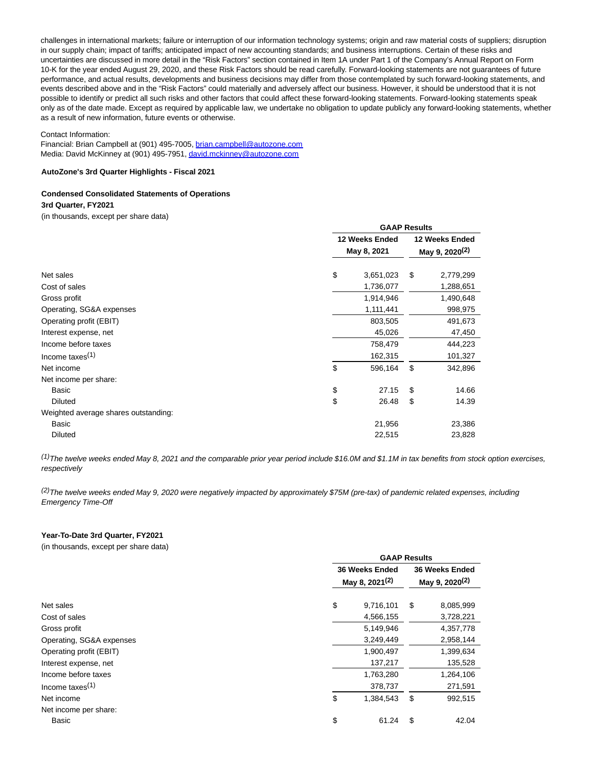challenges in international markets; failure or interruption of our information technology systems; origin and raw material costs of suppliers; disruption in our supply chain; impact of tariffs; anticipated impact of new accounting standards; and business interruptions. Certain of these risks and uncertainties are discussed in more detail in the "Risk Factors" section contained in Item 1A under Part 1 of the Company's Annual Report on Form 10-K for the year ended August 29, 2020, and these Risk Factors should be read carefully. Forward-looking statements are not guarantees of future performance, and actual results, developments and business decisions may differ from those contemplated by such forward-looking statements, and events described above and in the "Risk Factors" could materially and adversely affect our business. However, it should be understood that it is not possible to identify or predict all such risks and other factors that could affect these forward-looking statements. Forward-looking statements speak only as of the date made. Except as required by applicable law, we undertake no obligation to update publicly any forward-looking statements, whether as a result of new information, future events or otherwise.

Contact Information:
Financial: Brian Campbell at (901) 495-7005, brian.campbell@autozone.com
Media: David McKinney at (901) 495-7951, david.mckinney@autozone.com

**AutoZone's 3rd Quarter Highlights - Fiscal 2021**

**Condensed Consolidated Statements of Operations**
**3rd Quarter, FY2021**
(in thousands, except per share data)

| | GAAP Results | |
|---|---|---|
| | 12 Weeks Ended May 8, 2021 | 12 Weeks Ended May 9, 2020[(2)] |
| Net sales | $ 3,651,023 | $ 2,779,299 |
| Cost of sales | 1,736,077 | 1,288,651 |
| Gross profit | 1,914,946 | 1,490,648 |
| Operating, SG&A expenses | 1,111,441 | 998,975 |
| Operating profit (EBIT) | 803,505 | 491,673 |
| Interest expense, net | 45,026 | 47,450 |
| Income before taxes | 758,479 | 444,223 |
| Income taxes[(1)] | 162,315 | 101,327 |
| Net income | $ 596,164 | $ 342,896 |
| Net income per share: | | |
| Basic | $ 27.15 | $ 14.66 |
| Diluted | $ 26.48 | $ 14.39 |
| Weighted average shares outstanding: | | |
| Basic | 21,956 | 23,386 |
| Diluted | 22,515 | 23,828 |

*[(1)] The twelve weeks ended May 8, 2021 and the comparable prior year period include $16.0M and $1.1M in tax benefits from stock option exercises, respectively*

*[(2)] The twelve weeks ended May 9, 2020 were negatively impacted by approximately $75M (pre-tax) of pandemic related expenses, including Emergency Time-Off*

**Year-To-Date 3rd Quarter, FY2021**
(in thousands, except per share data)

| | GAAP Results | |
|---|---|---|
| | 36 Weeks Ended May 8, 2021[(2)] | 36 Weeks Ended May 9, 2020[(2)] |
| Net sales | $ 9,716,101 | $ 8,085,999 |
| Cost of sales | 4,566,155 | 3,728,221 |
| Gross profit | 5,149,946 | 4,357,778 |
| Operating, SG&A expenses | 3,249,449 | 2,958,144 |
| Operating profit (EBIT) | 1,900,497 | 1,399,634 |
| Interest expense, net | 137,217 | 135,528 |
| Income before taxes | 1,763,280 | 1,264,106 |
| Income taxes[(1)] | 378,737 | 271,591 |
| Net income | $ 1,384,543 | $ 992,515 |
| Net income per share: | | |
| Basic | $ 61.24 | $ 42.04 |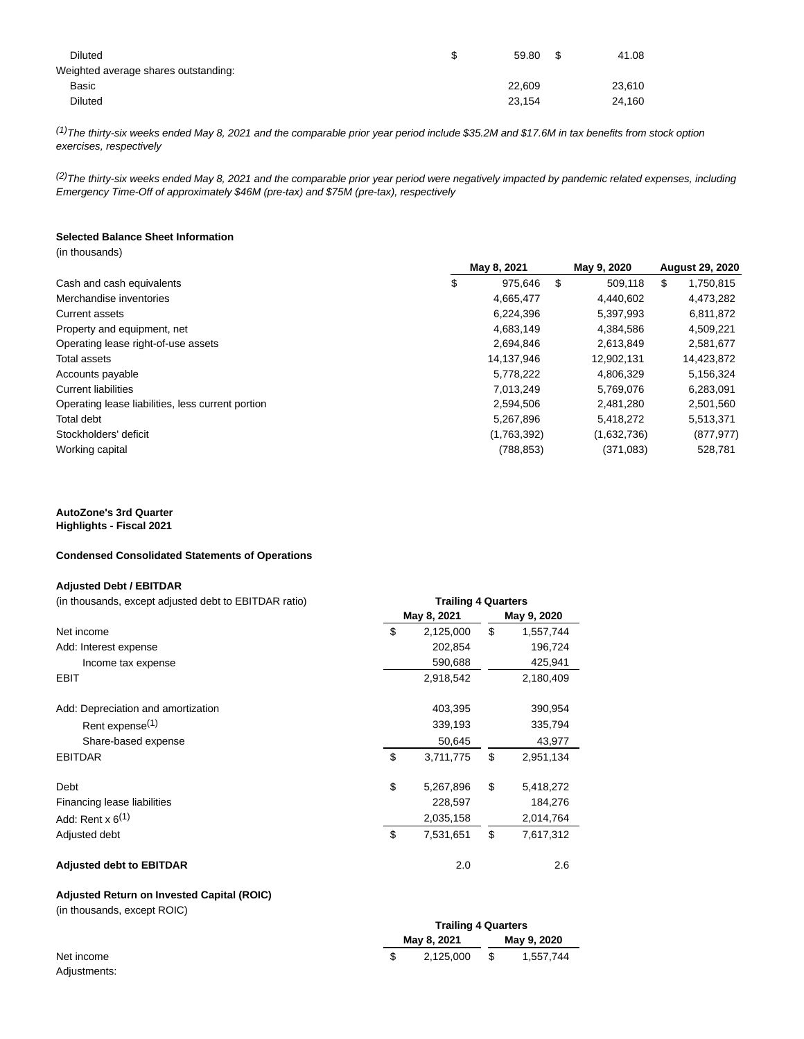| | | |
|---|---|---|
| Diluted | $ 59.80 | $ 41.08 |
| Weighted average shares outstanding: | | |
| Basic | 22,609 | 23,610 |
| Diluted | 23,154 | 24,160 |

*[1]The thirty-six weeks ended May 8, 2021 and the comparable prior year period include $35.2M and $17.6M in tax benefits from stock option exercises, respectively*

*[2]The thirty-six weeks ended May 8, 2021 and the comparable prior year period were negatively impacted by pandemic related expenses, including Emergency Time-Off of approximately $46M (pre-tax) and $75M (pre-tax), respectively*

**Selected Balance Sheet Information**

(in thousands)

| | May 8, 2021 | May 9, 2020 | August 29, 2020 |
|---|---|---|---|
| Cash and cash equivalents | $ 975,646 | $ 509,118 | $ 1,750,815 |
| Merchandise inventories | 4,665,477 | 4,440,602 | 4,473,282 |
| Current assets | 6,224,396 | 5,397,993 | 6,811,872 |
| Property and equipment, net | 4,683,149 | 4,384,586 | 4,509,221 |
| Operating lease right-of-use assets | 2,694,846 | 2,613,849 | 2,581,677 |
| Total assets | 14,137,946 | 12,902,131 | 14,423,872 |
| Accounts payable | 5,778,222 | 4,806,329 | 5,156,324 |
| Current liabilities | 7,013,249 | 5,769,076 | 6,283,091 |
| Operating lease liabilities, less current portion | 2,594,506 | 2,481,280 | 2,501,560 |
| Total debt | 5,267,896 | 5,418,272 | 5,513,371 |
| Stockholders' deficit | (1,763,392) | (1,632,736) | (877,977) |
| Working capital | (788,853) | (371,083) | 528,781 |

**AutoZone's 3rd Quarter**
**Highlights - Fiscal 2021**

**Condensed Consolidated Statements of Operations**

**Adjusted Debt / EBITDAR**

(in thousands, except adjusted debt to EBITDAR ratio)

| | Trailing 4 Quarters | |
|---|---|---|
| | May 8, 2021 | May 9, 2020 |
| Net income | $ 2,125,000 | $ 1,557,744 |
| Add: Interest expense | 202,854 | 196,724 |
| Income tax expense | 590,688 | 425,941 |
| EBIT | 2,918,542 | 2,180,409 |
| Add: Depreciation and amortization | 403,395 | 390,954 |
| Rent expense[1] | 339,193 | 335,794 |
| Share-based expense | 50,645 | 43,977 |
| EBITDAR | $ 3,711,775 | $ 2,951,134 |
| Debt | $ 5,267,896 | $ 5,418,272 |
| Financing lease liabilities | 228,597 | 184,276 |
| Add: Rent x 6[1] | 2,035,158 | 2,014,764 |
| Adjusted debt | $ 7,531,651 | $ 7,617,312 |
| **Adjusted debt to EBITDAR** | 2.0 | 2.6 |

**Adjusted Return on Invested Capital (ROIC)**

(in thousands, except ROIC)

| | Trailing 4 Quarters | |
|---|---|---|
| | May 8, 2021 | May 9, 2020 |
| Net income | $ 2,125,000 | $ 1,557,744 |
| Adjustments: | | |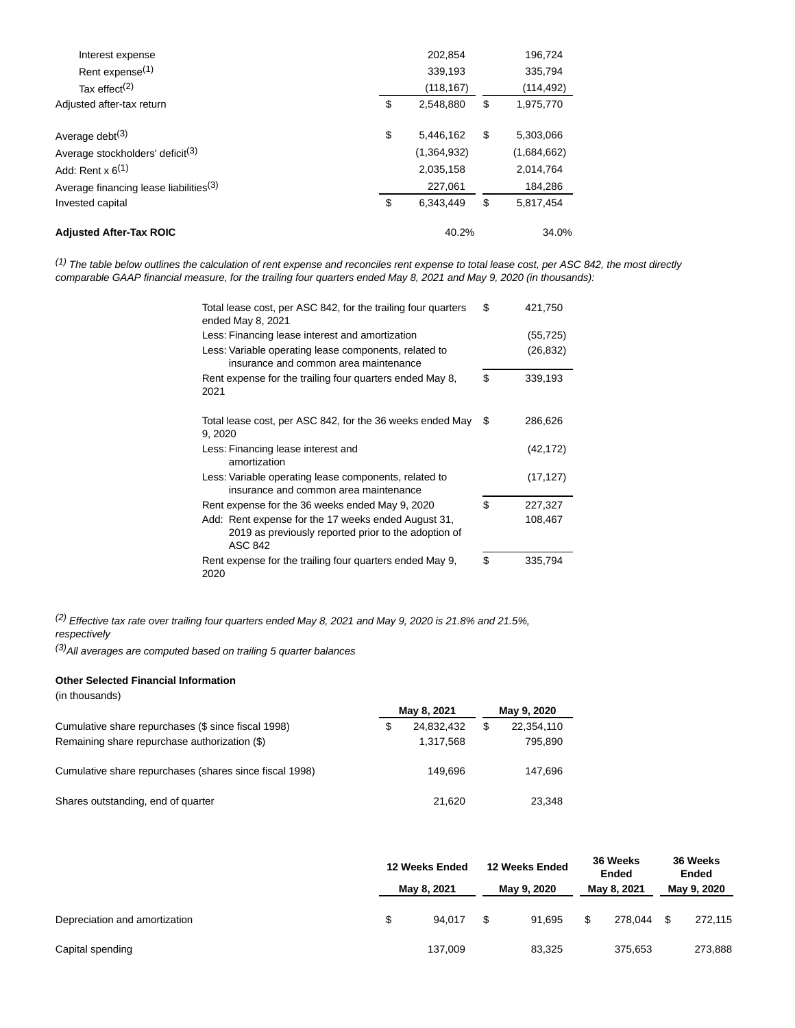| | | |
|---|---|---|
| Interest expense | 202,854 | 196,724 |
| Rent expense[(1)] | 339,193 | 335,794 |
| Tax effect[(2)] | (118,167) | (114,492) |
| Adjusted after-tax return | $ 2,548,880 | $ 1,975,770 |
| | | |
| Average debt[(3)] | $ 5,446,162 | $ 5,303,066 |
| Average stockholders' deficit[(3)] | (1,364,932) | (1,684,662) |
| Add: Rent x 6[(1)] | 2,035,158 | 2,014,764 |
| Average financing lease liabilities[(3)] | 227,061 | 184,286 |
| Invested capital | $ 6,343,449 | $ 5,817,454 |
| | | |
| **Adjusted After-Tax ROIC** | 40.2% | 34.0% |

*[(1)] The table below outlines the calculation of rent expense and reconciles rent expense to total lease cost, per ASC 842, the most directly comparable GAAP financial measure, for the trailing four quarters ended May 8, 2021 and May 9, 2020 (in thousands):*

| | |
|---|---|
| Total lease cost, per ASC 842, for the trailing four quarters ended May 8, 2021 | $ 421,750 |
| Less: Financing lease interest and amortization | (55,725) |
| Less: Variable operating lease components, related to insurance and common area maintenance | (26,832) |
| Rent expense for the trailing four quarters ended May 8, 2021 | $ 339,193 |
| | |
| Total lease cost, per ASC 842, for the 36 weeks ended May 9, 2020 | $ 286,626 |
| Less: Financing lease interest and amortization | (42,172) |
| Less: Variable operating lease components, related to insurance and common area maintenance | (17,127) |
| Rent expense for the 36 weeks ended May 9, 2020 | $ 227,327 |
| Add: Rent expense for the 17 weeks ended August 31, 2019 as previously reported prior to the adoption of ASC 842 | 108,467 |
| Rent expense for the trailing four quarters ended May 9, 2020 | $ 335,794 |

*[(2)] Effective tax rate over trailing four quarters ended May 8, 2021 and May 9, 2020 is 21.8% and 21.5%, respectively*

*[(3)] All averages are computed based on trailing 5 quarter balances*

**Other Selected Financial Information**

(in thousands)

| | May 8, 2021 | May 9, 2020 |
|---|---|---|
| Cumulative share repurchases ($ since fiscal 1998) | $ 24,832,432 | $ 22,354,110 |
| Remaining share repurchase authorization ($) | 1,317,568 | 795,890 |
| | | |
| Cumulative share repurchases (shares since fiscal 1998) | 149,696 | 147,696 |
| | | |
| Shares outstanding, end of quarter | 21,620 | 23,348 |

| | 12 Weeks Ended May 8, 2021 | 12 Weeks Ended May 9, 2020 | 36 Weeks Ended May 8, 2021 | 36 Weeks Ended May 9, 2020 |
|---|---|---|---|---|
| Depreciation and amortization | $ 94,017 | $ 91,695 | $ 278,044 | $ 272,115 |
| Capital spending | 137,009 | 83,325 | 375,653 | 273,888 |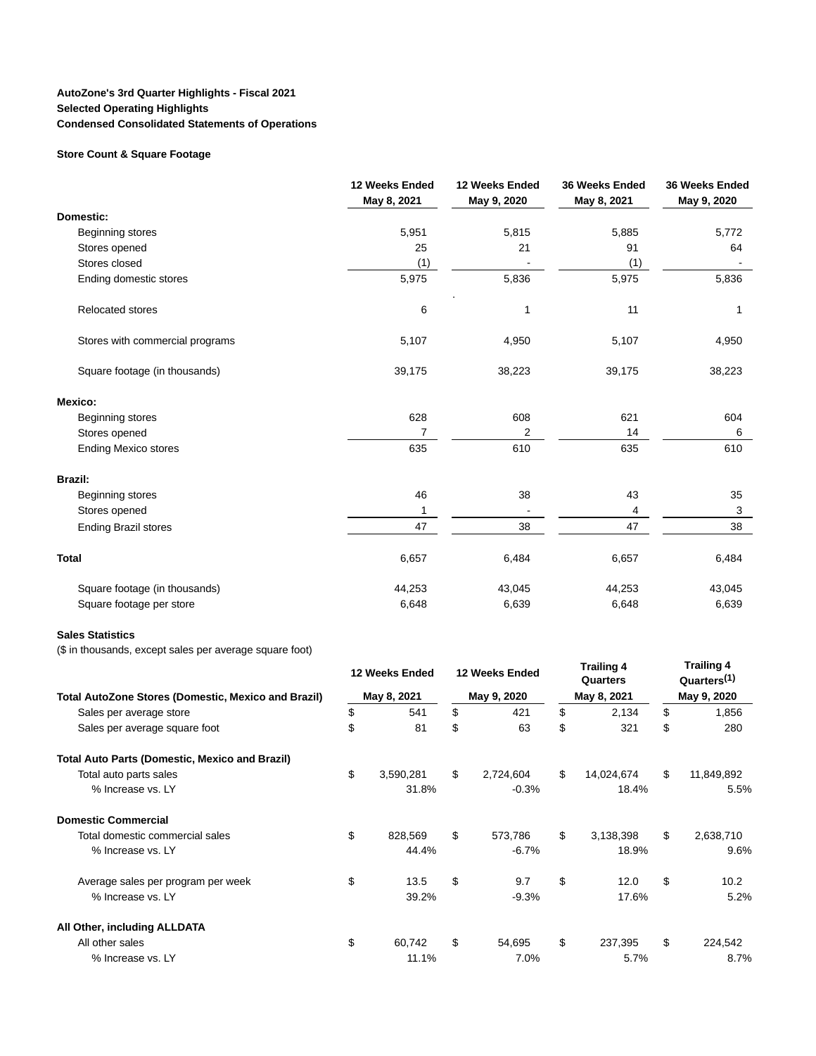**AutoZone's 3rd Quarter Highlights - Fiscal 2021**
**Selected Operating Highlights**
**Condensed Consolidated Statements of Operations**

**Store Count & Square Footage**

| | 12 Weeks Ended May 8, 2021 | 12 Weeks Ended May 9, 2020 | 36 Weeks Ended May 8, 2021 | 36 Weeks Ended May 9, 2020 |
|---|---|---|---|---|
| **Domestic:** | | | | |
| Beginning stores | 5,951 | 5,815 | 5,885 | 5,772 |
| Stores opened | 25 | 21 | 91 | 64 |
| Stores closed | (1) | - | (1) | - |
| Ending domestic stores | 5,975 | 5,836 | 5,975 | 5,836 |
| Relocated stores | 6 | 1 | 11 | 1 |
| Stores with commercial programs | 5,107 | 4,950 | 5,107 | 4,950 |
| Square footage (in thousands) | 39,175 | 38,223 | 39,175 | 38,223 |
| **Mexico:** | | | | |
| Beginning stores | 628 | 608 | 621 | 604 |
| Stores opened | 7 | 2 | 14 | 6 |
| Ending Mexico stores | 635 | 610 | 635 | 610 |
| **Brazil:** | | | | |
| Beginning stores | 46 | 38 | 43 | 35 |
| Stores opened | 1 | - | 4 | 3 |
| Ending Brazil stores | 47 | 38 | 47 | 38 |
| **Total** | 6,657 | 6,484 | 6,657 | 6,484 |
| Square footage (in thousands) | 44,253 | 43,045 | 44,253 | 43,045 |
| Square footage per store | 6,648 | 6,639 | 6,648 | 6,639 |

**Sales Statistics**
($ in thousands, except sales per average square foot)

| | 12 Weeks Ended May 8, 2021 | 12 Weeks Ended May 9, 2020 | Trailing 4 Quarters May 8, 2021 | Trailing 4 Quarters[(1)] May 9, 2020 |
|---|---|---|---|---|
| **Total AutoZone Stores (Domestic, Mexico and Brazil)** | | | | |
| Sales per average store | $ 541 | $ 421 | $ 2,134 | $ 1,856 |
| Sales per average square foot | $ 81 | $ 63 | $ 321 | $ 280 |
| **Total Auto Parts (Domestic, Mexico and Brazil)** | | | | |
| Total auto parts sales | $ 3,590,281 | $ 2,724,604 | $ 14,024,674 | $ 11,849,892 |
| % Increase vs. LY | 31.8% | -0.3% | 18.4% | 5.5% |
| **Domestic Commercial** | | | | |
| Total domestic commercial sales | $ 828,569 | $ 573,786 | $ 3,138,398 | $ 2,638,710 |
| % Increase vs. LY | 44.4% | -6.7% | 18.9% | 9.6% |
| Average sales per program per week | $ 13.5 | $ 9.7 | $ 12.0 | $ 10.2 |
| % Increase vs. LY | 39.2% | -9.3% | 17.6% | 5.2% |
| **All Other, including ALLDATA** | | | | |
| All other sales | $ 60,742 | $ 54,695 | $ 237,395 | $ 224,542 |
| % Increase vs. LY | 11.1% | 7.0% | 5.7% | 8.7% |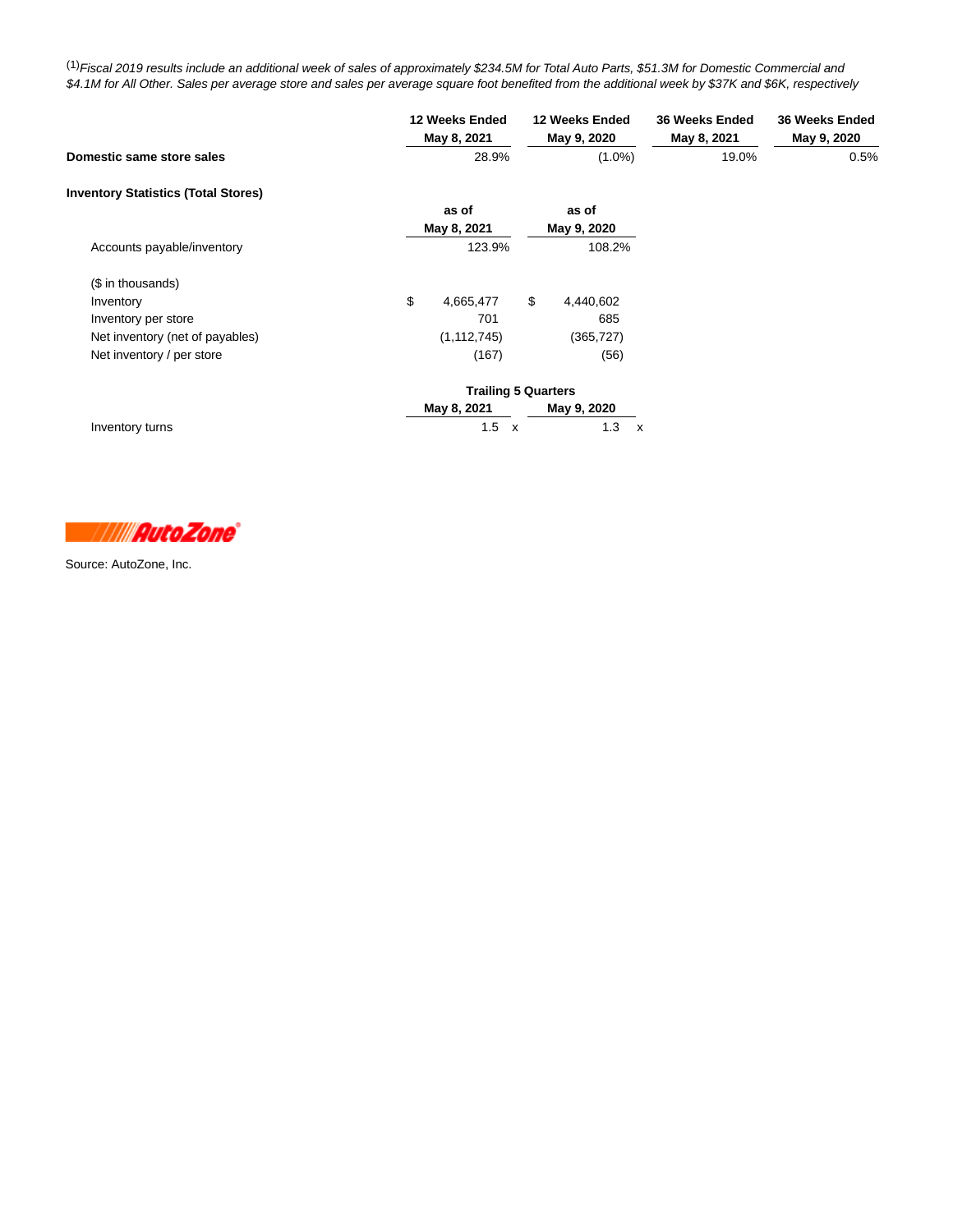(1)*Fiscal 2019 results include an additional week of sales of approximately $234.5M for Total Auto Parts, $51.3M for Domestic Commercial and $4.1M for All Other. Sales per average store and sales per average square foot benefited from the additional week by $37K and $6K, respectively*

| | 12 Weeks Ended May 8, 2021 | 12 Weeks Ended May 9, 2020 | 36 Weeks Ended May 8, 2021 | 36 Weeks Ended May 9, 2020 |
|---|---|---|---|---|
| **Domestic same store sales** | 28.9% | (1.0%) | 19.0% | 0.5% |

**Inventory Statistics (Total Stores)**

| | as of May 8, 2021 | as of May 9, 2020 |
|---|---|---|
| Accounts payable/inventory | 123.9% | 108.2% |
| ($ in thousands) | | |
| Inventory | $ 4,665,477 | $ 4,440,602 |
| Inventory per store | 701 | 685 |
| Net inventory (net of payables) | (1,112,745) | (365,727) |
| Net inventory / per store | (167) | (56) |

| | Trailing 5 Quarters | |
|---|---|---|
| | May 8, 2021 | May 9, 2020 |
| Inventory turns | 1.5 x | 1.3 x |

AutoZone

Source: AutoZone, Inc.